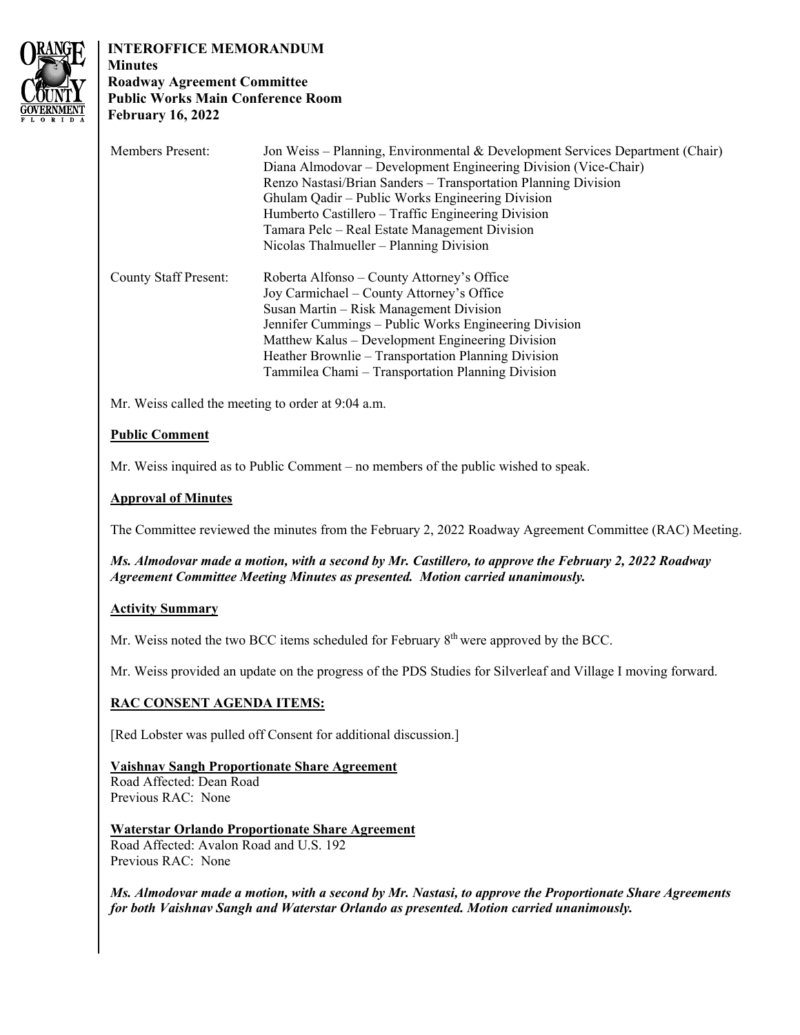**INTEROFFICE MEMORANDUM**
**Minutes**
**Roadway Agreement Committee**
**Public Works Main Conference Room**
**February 16, 2022**

| | |
|---|---|
| Members Present: | Jon Weiss – Planning, Environmental & Development Services Department (Chair) |
| | Diana Almodovar – Development Engineering Division (Vice-Chair) |
| | Renzo Nastasi/Brian Sanders – Transportation Planning Division |
| | Ghulam Qadir – Public Works Engineering Division |
| | Humberto Castillero – Traffic Engineering Division |
| | Tamara Pelc – Real Estate Management Division |
| | Nicolas Thalmueller – Planning Division |
| County Staff Present: | Roberta Alfonso – County Attorney's Office |
| | Joy Carmichael – County Attorney's Office |
| | Susan Martin – Risk Management Division |
| | Jennifer Cummings – Public Works Engineering Division |
| | Matthew Kalus – Development Engineering Division |
| | Heather Brownlie – Transportation Planning Division |
| | Tammilea Chami – Transportation Planning Division |

Mr. Weiss called the meeting to order at 9:04 a.m.

**Public Comment**

Mr. Weiss inquired as to Public Comment – no members of the public wished to speak.

**Approval of Minutes**

The Committee reviewed the minutes from the February 2, 2022 Roadway Agreement Committee (RAC) Meeting.

***Ms. Almodovar made a motion, with a second by Mr. Castillero, to approve the February 2, 2022 Roadway Agreement Committee Meeting Minutes as presented. Motion carried unanimously.***

**Activity Summary**

Mr. Weiss noted the two BCC items scheduled for February 8th were approved by the BCC.

Mr. Weiss provided an update on the progress of the PDS Studies for Silverleaf and Village I moving forward.

**RAC CONSENT AGENDA ITEMS:**

[Red Lobster was pulled off Consent for additional discussion.]

**Vaishnav Sangh Proportionate Share Agreement**
Road Affected: Dean Road
Previous RAC: None

**Waterstar Orlando Proportionate Share Agreement**
Road Affected: Avalon Road and U.S. 192
Previous RAC: None

***Ms. Almodovar made a motion, with a second by Mr. Nastasi, to approve the Proportionate Share Agreements for both Vaishnav Sangh and Waterstar Orlando as presented. Motion carried unanimously.***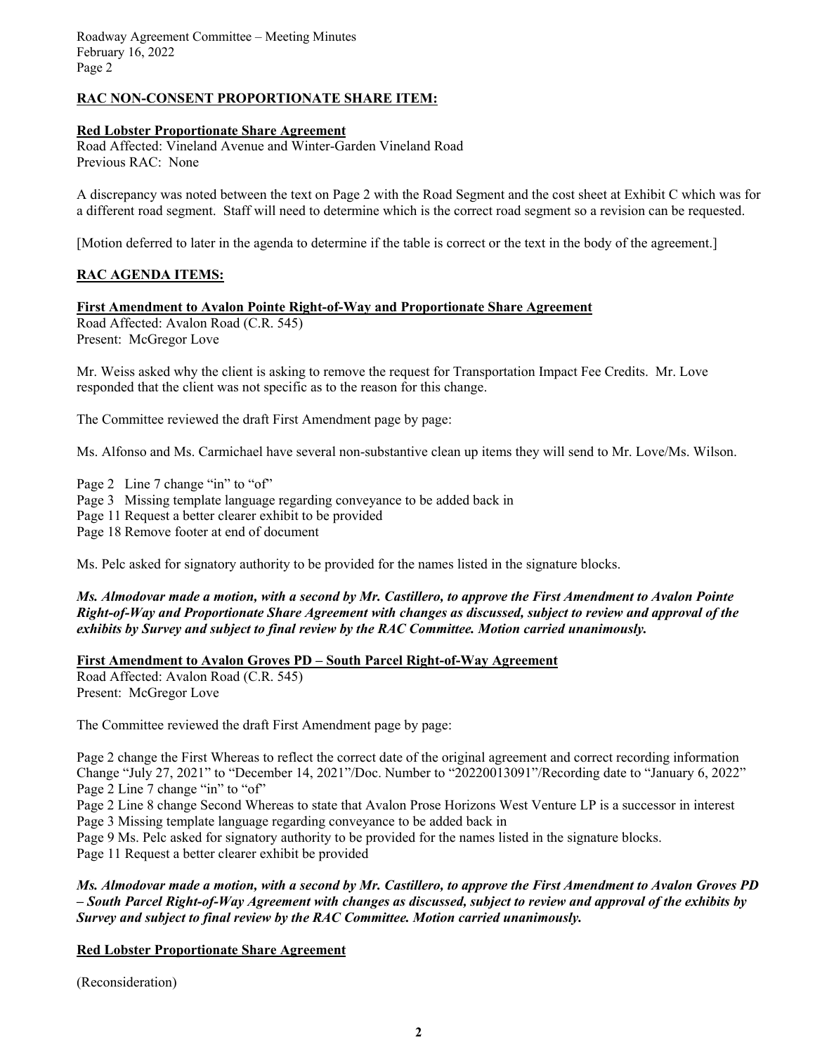**RAC NON-CONSENT PROPORTIONATE SHARE ITEM:**

**Red Lobster Proportionate Share Agreement**
Road Affected: Vineland Avenue and Winter-Garden Vineland Road
Previous RAC: None

A discrepancy was noted between the text on Page 2 with the Road Segment and the cost sheet at Exhibit C which was for a different road segment. Staff will need to determine which is the correct road segment so a revision can be requested.

[Motion deferred to later in the agenda to determine if the table is correct or the text in the body of the agreement.]

**RAC AGENDA ITEMS:**

**First Amendment to Avalon Pointe Right-of-Way and Proportionate Share Agreement**
Road Affected: Avalon Road (C.R. 545)
Present: McGregor Love

Mr. Weiss asked why the client is asking to remove the request for Transportation Impact Fee Credits. Mr. Love responded that the client was not specific as to the reason for this change.

The Committee reviewed the draft First Amendment page by page:

Ms. Alfonso and Ms. Carmichael have several non-substantive clean up items they will send to Mr. Love/Ms. Wilson.

Page 2 Line 7 change "in" to "of"
Page 3 Missing template language regarding conveyance to be added back in
Page 11 Request a better clearer exhibit to be provided
Page 18 Remove footer at end of document

Ms. Pelc asked for signatory authority to be provided for the names listed in the signature blocks.

***Ms. Almodovar made a motion, with a second by Mr. Castillero, to approve the First Amendment to Avalon Pointe Right-of-Way and Proportionate Share Agreement with changes as discussed, subject to review and approval of the exhibits by Survey and subject to final review by the RAC Committee. Motion carried unanimously.***

**First Amendment to Avalon Groves PD – South Parcel Right-of-Way Agreement**
Road Affected: Avalon Road (C.R. 545)
Present: McGregor Love

The Committee reviewed the draft First Amendment page by page:

Page 2 change the First Whereas to reflect the correct date of the original agreement and correct recording information Change "July 27, 2021" to "December 14, 2021"/Doc. Number to "20220013091"/Recording date to "January 6, 2022"
Page 2 Line 7 change "in" to "of"
Page 2 Line 8 change Second Whereas to state that Avalon Prose Horizons West Venture LP is a successor in interest
Page 3 Missing template language regarding conveyance to be added back in
Page 9 Ms. Pelc asked for signatory authority to be provided for the names listed in the signature blocks.
Page 11 Request a better clearer exhibit be provided

***Ms. Almodovar made a motion, with a second by Mr. Castillero, to approve the First Amendment to Avalon Groves PD – South Parcel Right-of-Way Agreement with changes as discussed, subject to review and approval of the exhibits by Survey and subject to final review by the RAC Committee. Motion carried unanimously.***

**Red Lobster Proportionate Share Agreement**

(Reconsideration)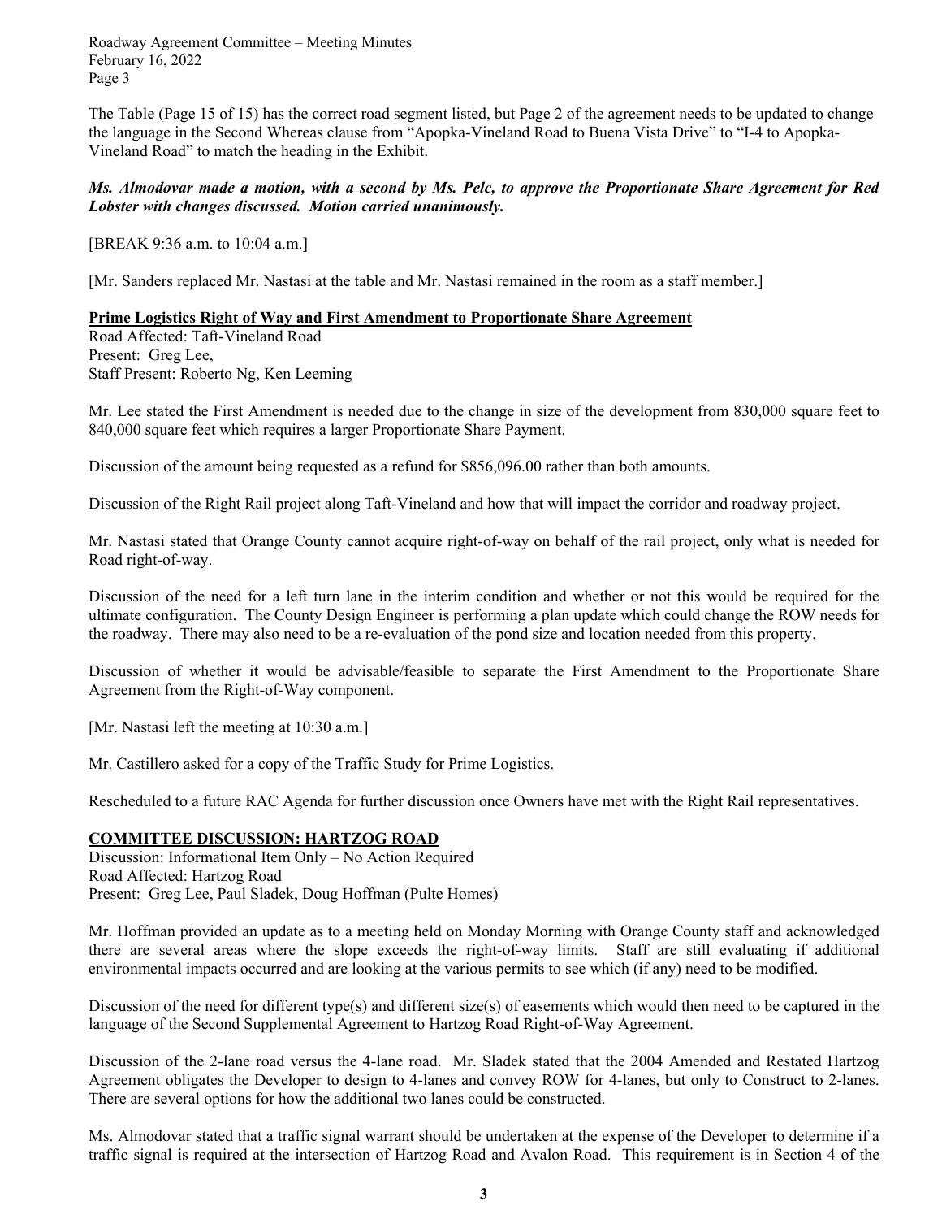The Table (Page 15 of 15) has the correct road segment listed, but Page 2 of the agreement needs to be updated to change the language in the Second Whereas clause from "Apopka-Vineland Road to Buena Vista Drive" to "I-4 to Apopka-Vineland Road" to match the heading in the Exhibit.

***Ms. Almodovar made a motion, with a second by Ms. Pelc, to approve the Proportionate Share Agreement for Red Lobster with changes discussed. Motion carried unanimously.***

[BREAK 9:36 a.m. to 10:04 a.m.]

[Mr. Sanders replaced Mr. Nastasi at the table and Mr. Nastasi remained in the room as a staff member.]

**Prime Logistics Right of Way and First Amendment to Proportionate Share Agreement**

Road Affected: Taft-Vineland Road
Present: Greg Lee,
Staff Present: Roberto Ng, Ken Leeming

Mr. Lee stated the First Amendment is needed due to the change in size of the development from 830,000 square feet to 840,000 square feet which requires a larger Proportionate Share Payment.

Discussion of the amount being requested as a refund for $856,096.00 rather than both amounts.

Discussion of the Right Rail project along Taft-Vineland and how that will impact the corridor and roadway project.

Mr. Nastasi stated that Orange County cannot acquire right-of-way on behalf of the rail project, only what is needed for Road right-of-way.

Discussion of the need for a left turn lane in the interim condition and whether or not this would be required for the ultimate configuration. The County Design Engineer is performing a plan update which could change the ROW needs for the roadway. There may also need to be a re-evaluation of the pond size and location needed from this property.

Discussion of whether it would be advisable/feasible to separate the First Amendment to the Proportionate Share Agreement from the Right-of-Way component.

[Mr. Nastasi left the meeting at 10:30 a.m.]

Mr. Castillero asked for a copy of the Traffic Study for Prime Logistics.

Rescheduled to a future RAC Agenda for further discussion once Owners have met with the Right Rail representatives.

**COMMITTEE DISCUSSION: HARTZOG ROAD**

Discussion: Informational Item Only – No Action Required
Road Affected: Hartzog Road
Present: Greg Lee, Paul Sladek, Doug Hoffman (Pulte Homes)

Mr. Hoffman provided an update as to a meeting held on Monday Morning with Orange County staff and acknowledged there are several areas where the slope exceeds the right-of-way limits. Staff are still evaluating if additional environmental impacts occurred and are looking at the various permits to see which (if any) need to be modified.

Discussion of the need for different type(s) and different size(s) of easements which would then need to be captured in the language of the Second Supplemental Agreement to Hartzog Road Right-of-Way Agreement.

Discussion of the 2-lane road versus the 4-lane road. Mr. Sladek stated that the 2004 Amended and Restated Hartzog Agreement obligates the Developer to design to 4-lanes and convey ROW for 4-lanes, but only to Construct to 2-lanes. There are several options for how the additional two lanes could be constructed.

Ms. Almodovar stated that a traffic signal warrant should be undertaken at the expense of the Developer to determine if a traffic signal is required at the intersection of Hartzog Road and Avalon Road. This requirement is in Section 4 of the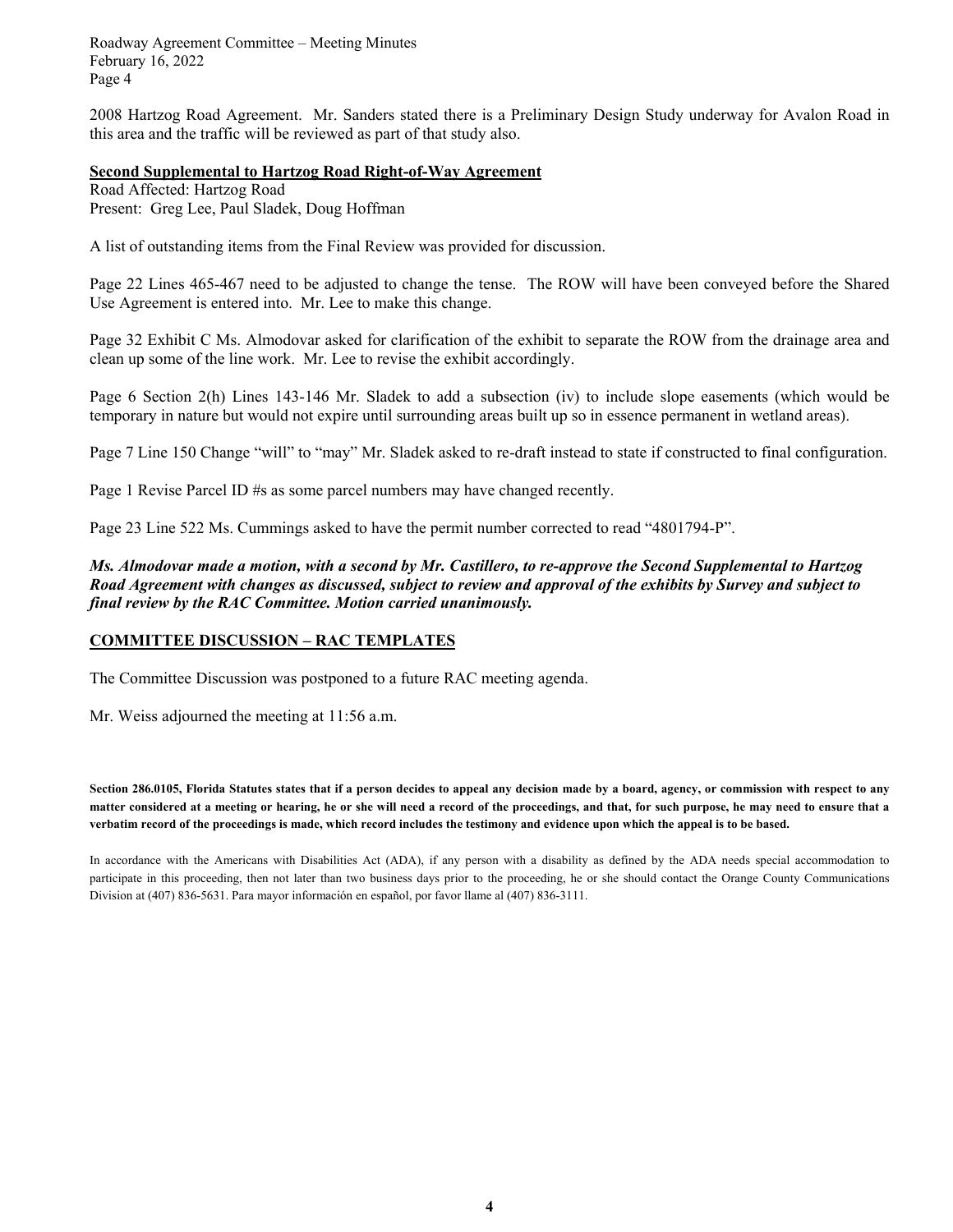2008 Hartzog Road Agreement. Mr. Sanders stated there is a Preliminary Design Study underway for Avalon Road in this area and the traffic will be reviewed as part of that study also.

**Second Supplemental to Hartzog Road Right-of-Way Agreement**

Road Affected: Hartzog Road
Present: Greg Lee, Paul Sladek, Doug Hoffman

A list of outstanding items from the Final Review was provided for discussion.

Page 22 Lines 465-467 need to be adjusted to change the tense. The ROW will have been conveyed before the Shared Use Agreement is entered into. Mr. Lee to make this change.

Page 32 Exhibit C Ms. Almodovar asked for clarification of the exhibit to separate the ROW from the drainage area and clean up some of the line work. Mr. Lee to revise the exhibit accordingly.

Page 6 Section 2(h) Lines 143-146 Mr. Sladek to add a subsection (iv) to include slope easements (which would be temporary in nature but would not expire until surrounding areas built up so in essence permanent in wetland areas).

Page 7 Line 150 Change "will" to "may" Mr. Sladek asked to re-draft instead to state if constructed to final configuration.

Page 1 Revise Parcel ID #s as some parcel numbers may have changed recently.

Page 23 Line 522 Ms. Cummings asked to have the permit number corrected to read "4801794-P".

***Ms. Almodovar made a motion, with a second by Mr. Castillero, to re-approve the Second Supplemental to Hartzog Road Agreement with changes as discussed, subject to review and approval of the exhibits by Survey and subject to final review by the RAC Committee. Motion carried unanimously.***

## COMMITTEE DISCUSSION – RAC TEMPLATES

The Committee Discussion was postponed to a future RAC meeting agenda.

Mr. Weiss adjourned the meeting at 11:56 a.m.

**Section 286.0105, Florida Statutes states that if a person decides to appeal any decision made by a board, agency, or commission with respect to any matter considered at a meeting or hearing, he or she will need a record of the proceedings, and that, for such purpose, he may need to ensure that a verbatim record of the proceedings is made, which record includes the testimony and evidence upon which the appeal is to be based.**

In accordance with the Americans with Disabilities Act (ADA), if any person with a disability as defined by the ADA needs special accommodation to participate in this proceeding, then not later than two business days prior to the proceeding, he or she should contact the Orange County Communications Division at (407) 836-5631. Para mayor información en español, por favor llame al (407) 836-3111.